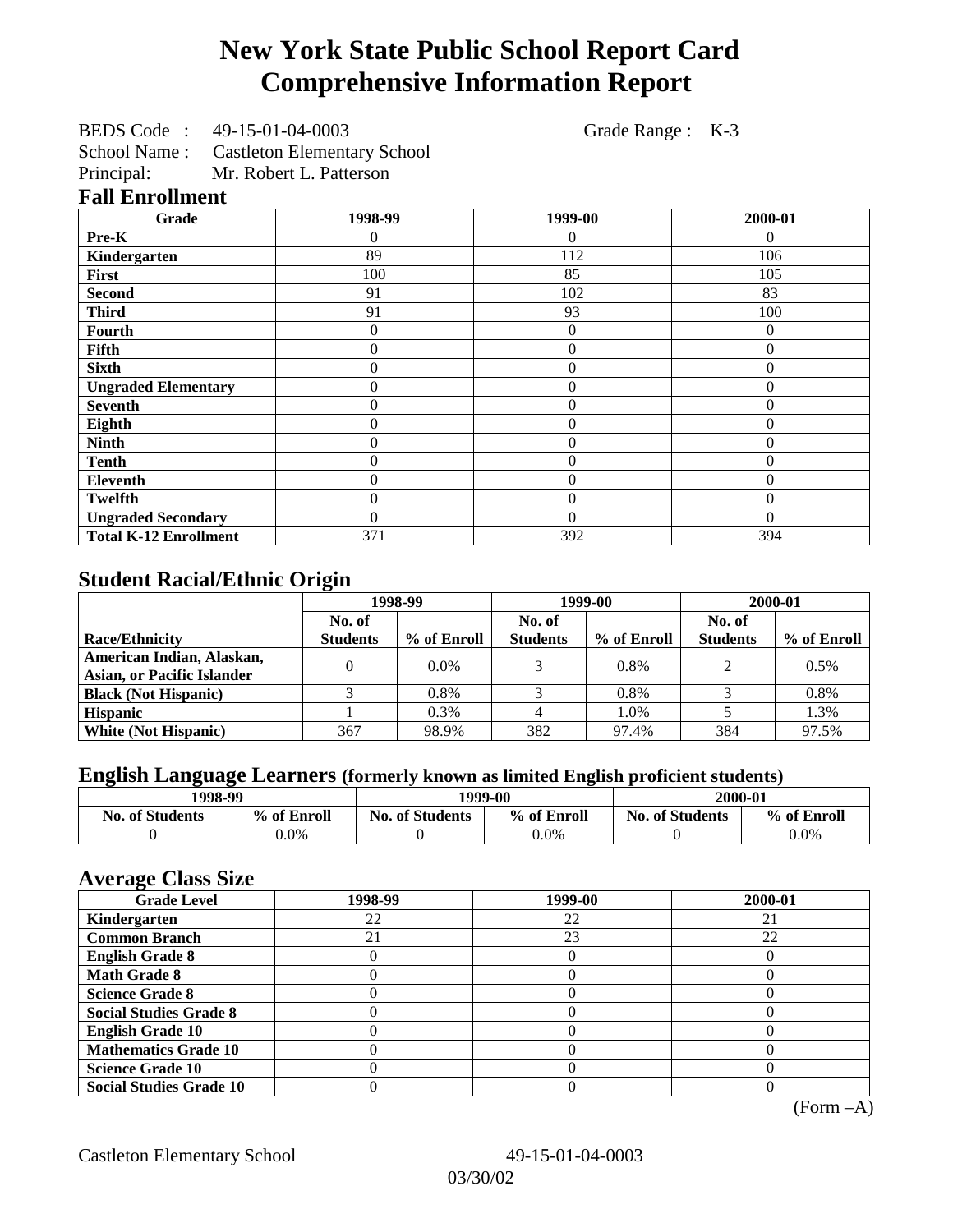# New York State Public School Report Card
# Comprehensive Information Report

BEDS Code : 49-15-01-04-0003 Grade Range : K-3
School Name : Castleton Elementary School
Principal: Mr. Robert L. Patterson

## Fall Enrollment

| Grade | 1998-99 | 1999-00 | 2000-01 |
|---|---|---|---|
| Pre-K | 0 | 0 | 0 |
| Kindergarten | 89 | 112 | 106 |
| First | 100 | 85 | 105 |
| Second | 91 | 102 | 83 |
| Third | 91 | 93 | 100 |
| Fourth | 0 | 0 | 0 |
| Fifth | 0 | 0 | 0 |
| Sixth | 0 | 0 | 0 |
| Ungraded Elementary | 0 | 0 | 0 |
| Seventh | 0 | 0 | 0 |
| Eighth | 0 | 0 | 0 |
| Ninth | 0 | 0 | 0 |
| Tenth | 0 | 0 | 0 |
| Eleventh | 0 | 0 | 0 |
| Twelfth | 0 | 0 | 0 |
| Ungraded Secondary | 0 | 0 | 0 |
| Total K-12 Enrollment | 371 | 392 | 394 |

## Student Racial/Ethnic Origin

| | 1998-99 | | 1999-00 | | 2000-01 | |
|---|---|---|---|---|---|---|
| Race/Ethnicity | No. of Students | % of Enroll | No. of Students | % of Enroll | No. of Students | % of Enroll |
| American Indian, Alaskan, Asian, or Pacific Islander | 0 | 0.0% | 3 | 0.8% | 2 | 0.5% |
| Black (Not Hispanic) | 3 | 0.8% | 3 | 0.8% | 3 | 0.8% |
| Hispanic | 1 | 0.3% | 4 | 1.0% | 5 | 1.3% |
| White (Not Hispanic) | 367 | 98.9% | 382 | 97.4% | 384 | 97.5% |

## English Language Learners (formerly known as limited English proficient students)

| 1998-99 | | 1999-00 | | 2000-01 | |
|---|---|---|---|---|---|
| No. of Students | % of Enroll | No. of Students | % of Enroll | No. of Students | % of Enroll |
| 0 | 0.0% | 0 | 0.0% | 0 | 0.0% |

## Average Class Size

| Grade Level | 1998-99 | 1999-00 | 2000-01 |
|---|---|---|---|
| Kindergarten | 22 | 22 | 21 |
| Common Branch | 21 | 23 | 22 |
| English Grade 8 | 0 | 0 | 0 |
| Math Grade 8 | 0 | 0 | 0 |
| Science Grade 8 | 0 | 0 | 0 |
| Social Studies Grade 8 | 0 | 0 | 0 |
| English Grade 10 | 0 | 0 | 0 |
| Mathematics Grade 10 | 0 | 0 | 0 |
| Science Grade 10 | 0 | 0 | 0 |
| Social Studies Grade 10 | 0 | 0 | 0 |

(Form –A)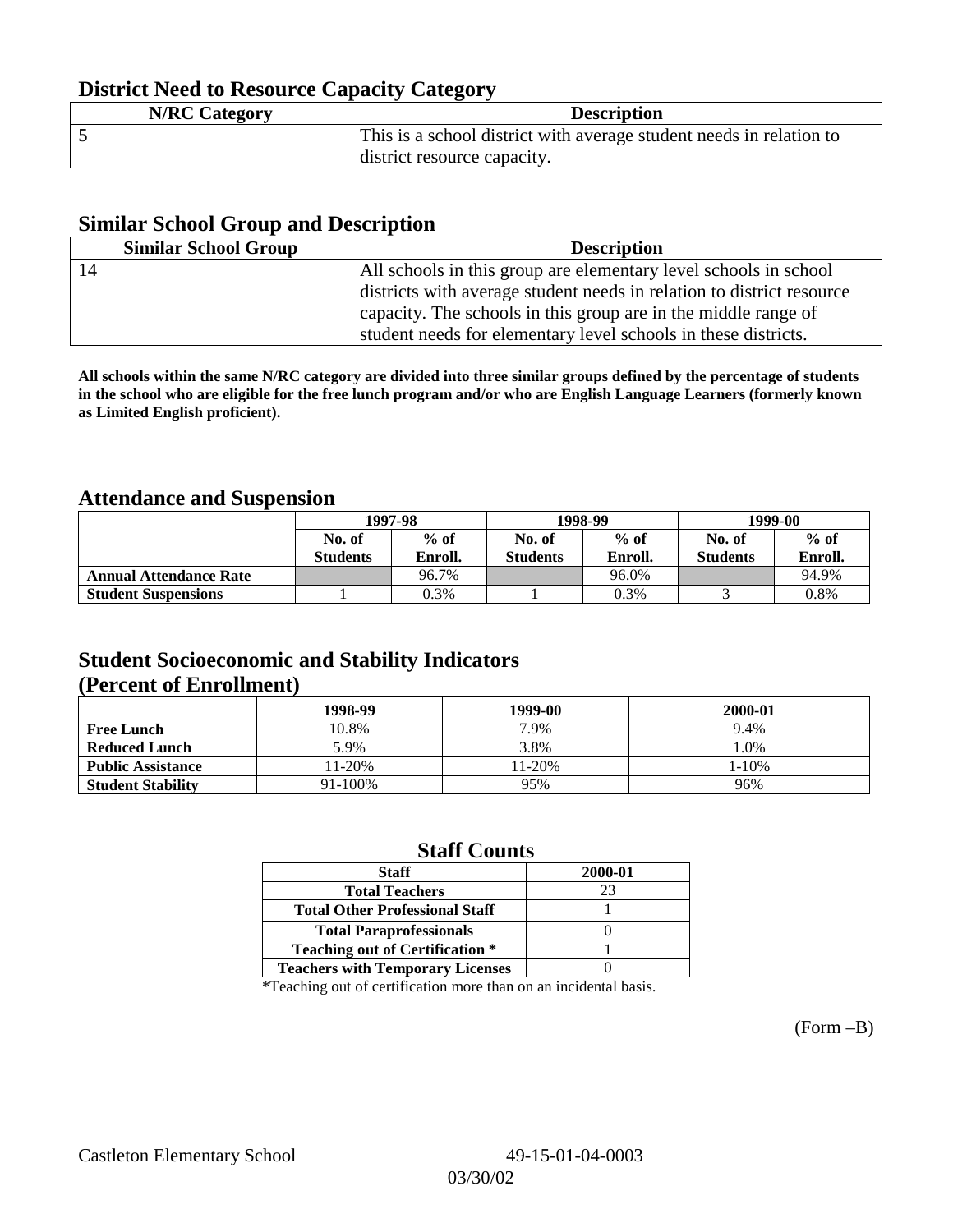## District Need to Resource Capacity Category

| N/RC Category | Description |
|---|---|
| 5 | This is a school district with average student needs in relation to district resource capacity. |

## Similar School Group and Description

| Similar School Group | Description |
|---|---|
| 14 | All schools in this group are elementary level schools in school districts with average student needs in relation to district resource capacity. The schools in this group are in the middle range of student needs for elementary level schools in these districts. |

**All schools within the same N/RC category are divided into three similar groups defined by the percentage of students in the school who are eligible for the free lunch program and/or who are English Language Learners (formerly known as Limited English proficient).**

## Attendance and Suspension

| | 1997-98 | | 1998-99 | | 1999-00 | |
|---|---|---|---|---|---|---|
| | No. of Students | % of Enroll. | No. of Students | % of Enroll. | No. of Students | % of Enroll. |
| **Annual Attendance Rate** | | 96.7% | | 96.0% | | 94.9% |
| **Student Suspensions** | 1 | 0.3% | 1 | 0.3% | 3 | 0.8% |

## Student Socioeconomic and Stability Indicators (Percent of Enrollment)

| | 1998-99 | 1999-00 | 2000-01 |
|---|---|---|---|
| **Free Lunch** | 10.8% | 7.9% | 9.4% |
| **Reduced Lunch** | 5.9% | 3.8% | 1.0% |
| **Public Assistance** | 11-20% | 11-20% | 1-10% |
| **Student Stability** | 91-100% | 95% | 96% |

## Staff Counts

| Staff | 2000-01 |
|---|---|
| Total Teachers | 23 |
| Total Other Professional Staff | 1 |
| Total Paraprofessionals | 0 |
| Teaching out of Certification * | 1 |
| Teachers with Temporary Licenses | 0 |

*Teaching out of certification more than on an incidental basis.

(Form –B)

Castleton Elementary School 49-15-01-04-0003

03/30/02